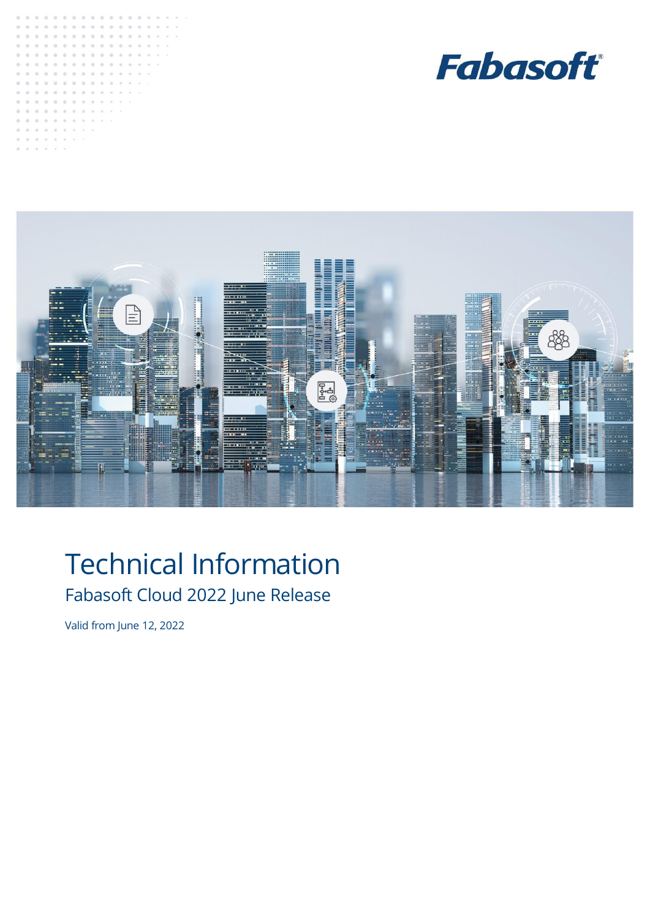Fabasoft®

# Technical Information

## Fabasoft Cloud 2022 June Release

Valid from June 12, 2022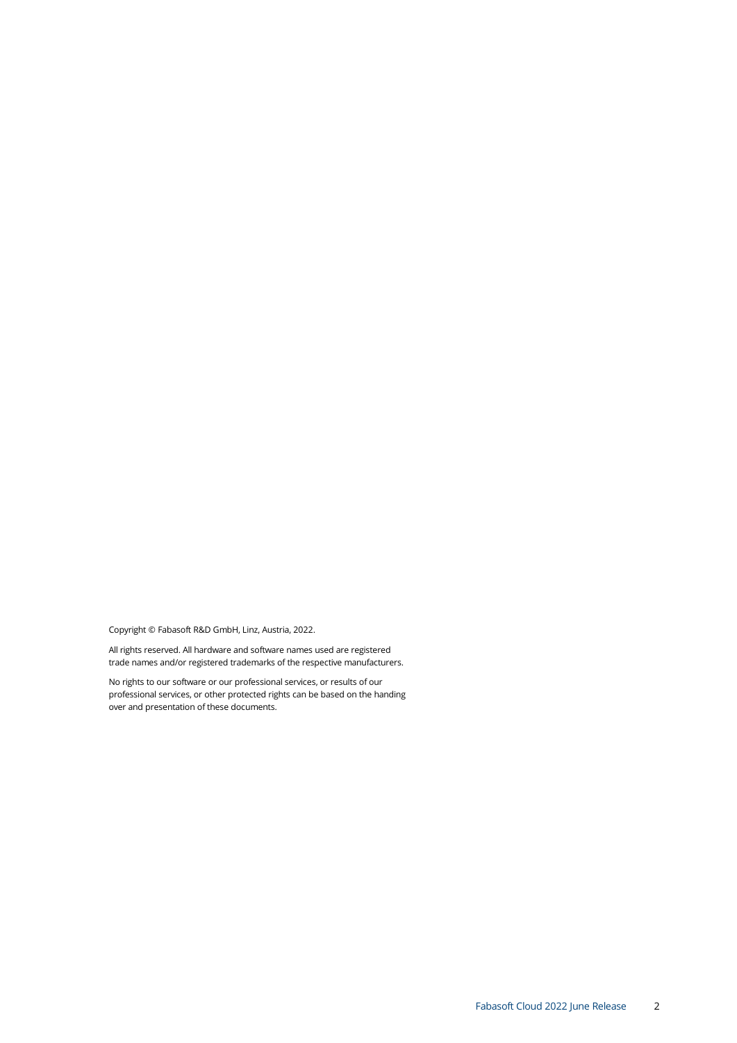Copyright © Fabasoft R&D GmbH, Linz, Austria, 2022.

All rights reserved. All hardware and software names used are registered trade names and/or registered trademarks of the respective manufacturers.

No rights to our software or our professional services, or results of our professional services, or other protected rights can be based on the handing over and presentation of these documents.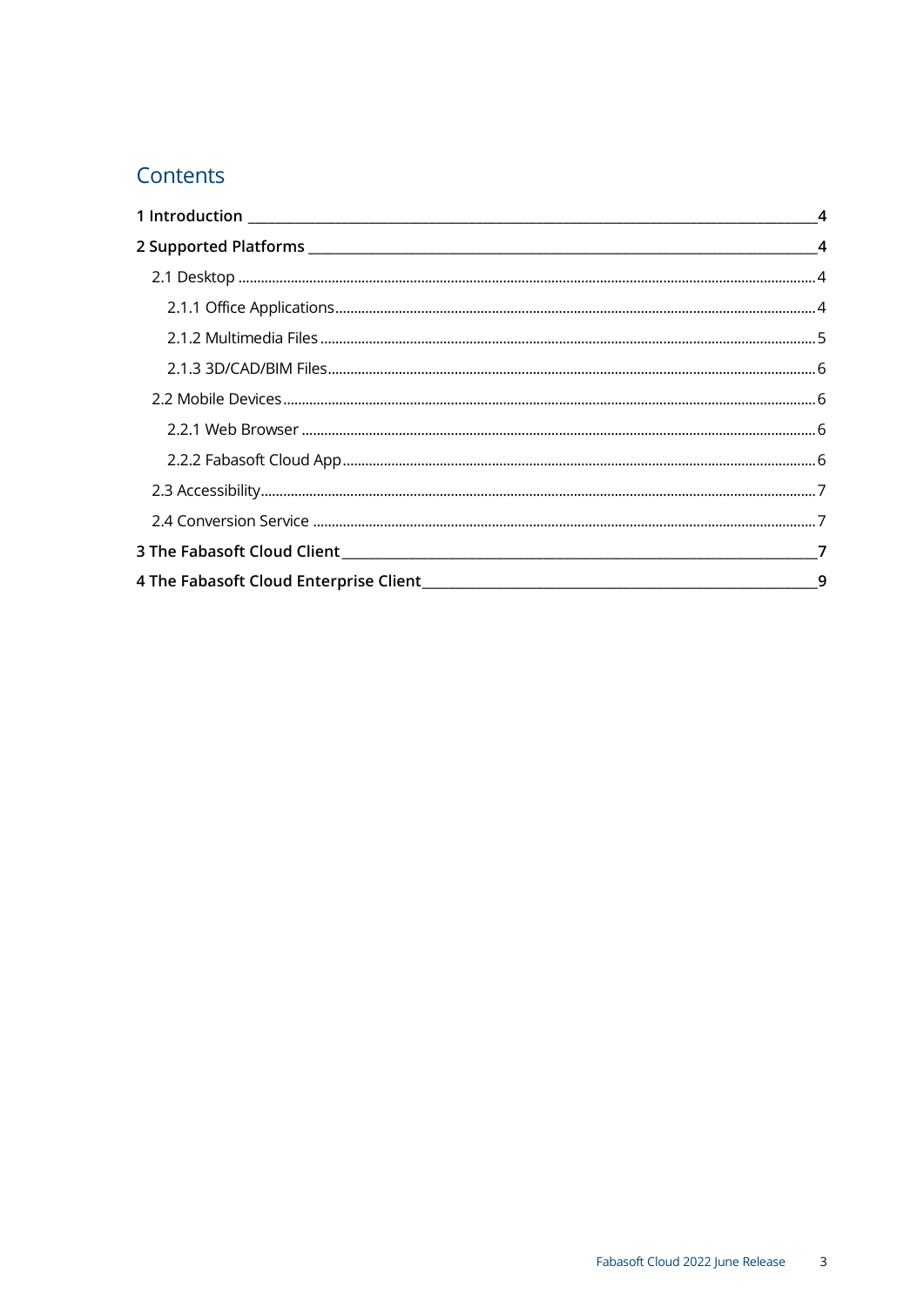# Contents

**1 Introduction** 4

**2 Supported Platforms** 4

- 2.1 Desktop 4
  - 2.1.1 Office Applications 4
  - 2.1.2 Multimedia Files 5
  - 2.1.3 3D/CAD/BIM Files 6
- 2.2 Mobile Devices 6
  - 2.2.1 Web Browser 6
  - 2.2.2 Fabasoft Cloud App 6
- 2.3 Accessibility 7
- 2.4 Conversion Service 7

**3 The Fabasoft Cloud Client** 7

**4 The Fabasoft Cloud Enterprise Client** 9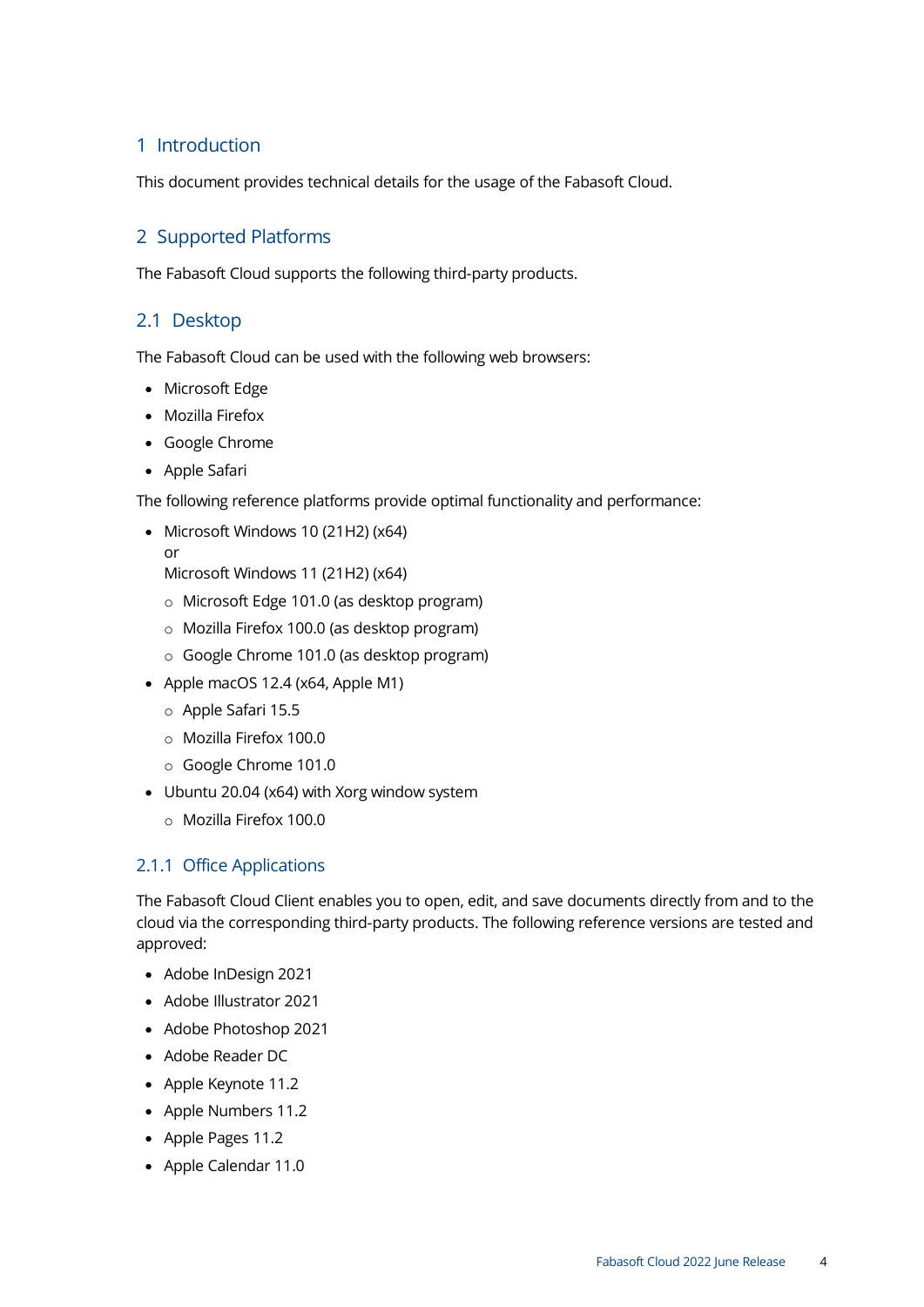# 1 Introduction

This document provides technical details for the usage of the Fabasoft Cloud.

# 2 Supported Platforms

The Fabasoft Cloud supports the following third-party products.

## 2.1 Desktop

The Fabasoft Cloud can be used with the following web browsers:

- Microsoft Edge
- Mozilla Firefox
- Google Chrome
- Apple Safari

The following reference platforms provide optimal functionality and performance:

- Microsoft Windows 10 (21H2) (x64)
  or
  Microsoft Windows 11 (21H2) (x64)
  - Microsoft Edge 101.0 (as desktop program)
  - Mozilla Firefox 100.0 (as desktop program)
  - Google Chrome 101.0 (as desktop program)
- Apple macOS 12.4 (x64, Apple M1)
  - Apple Safari 15.5
  - Mozilla Firefox 100.0
  - Google Chrome 101.0
- Ubuntu 20.04 (x64) with Xorg window system
  - Mozilla Firefox 100.0

### 2.1.1 Office Applications

The Fabasoft Cloud Client enables you to open, edit, and save documents directly from and to the cloud via the corresponding third-party products. The following reference versions are tested and approved:

- Adobe InDesign 2021
- Adobe Illustrator 2021
- Adobe Photoshop 2021
- Adobe Reader DC
- Apple Keynote 11.2
- Apple Numbers 11.2
- Apple Pages 11.2
- Apple Calendar 11.0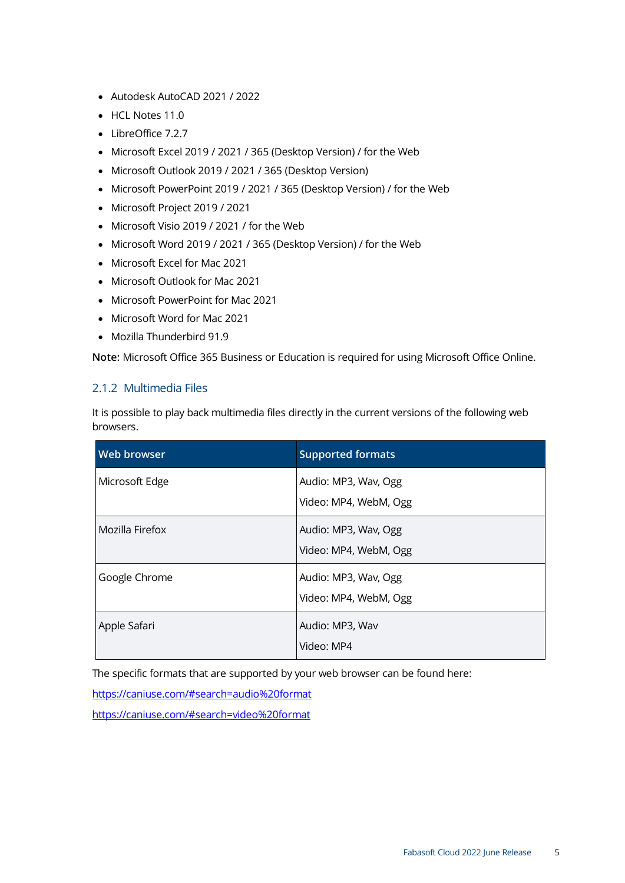- Autodesk AutoCAD 2021 / 2022
- HCL Notes 11.0
- LibreOffice 7.2.7
- Microsoft Excel 2019 / 2021 / 365 (Desktop Version) / for the Web
- Microsoft Outlook 2019 / 2021 / 365 (Desktop Version)
- Microsoft PowerPoint 2019 / 2021 / 365 (Desktop Version) / for the Web
- Microsoft Project 2019 / 2021
- Microsoft Visio 2019 / 2021 / for the Web
- Microsoft Word 2019 / 2021 / 365 (Desktop Version) / for the Web
- Microsoft Excel for Mac 2021
- Microsoft Outlook for Mac 2021
- Microsoft PowerPoint for Mac 2021
- Microsoft Word for Mac 2021
- Mozilla Thunderbird 91.9

**Note:** Microsoft Office 365 Business or Education is required for using Microsoft Office Online.

### 2.1.2 Multimedia Files

It is possible to play back multimedia files directly in the current versions of the following web browsers.

| Web browser | Supported formats |
| --- | --- |
| Microsoft Edge | Audio: MP3, Wav, Ogg<br>Video: MP4, WebM, Ogg |
| Mozilla Firefox | Audio: MP3, Wav, Ogg<br>Video: MP4, WebM, Ogg |
| Google Chrome | Audio: MP3, Wav, Ogg<br>Video: MP4, WebM, Ogg |
| Apple Safari | Audio: MP3, Wav<br>Video: MP4 |

The specific formats that are supported by your web browser can be found here:

https://caniuse.com/#search=audio%20format

https://caniuse.com/#search=video%20format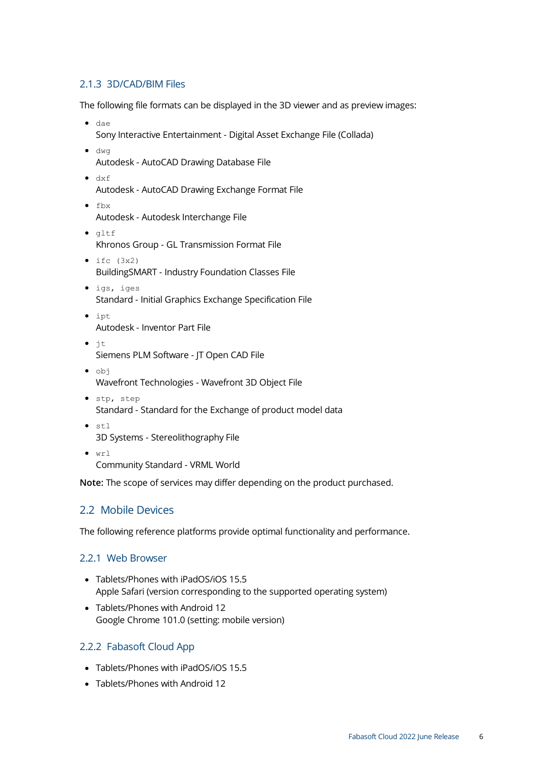### 2.1.3 3D/CAD/BIM Files

The following file formats can be displayed in the 3D viewer and as preview images:

- `dae`
  Sony Interactive Entertainment - Digital Asset Exchange File (Collada)
- `dwg`
  Autodesk - AutoCAD Drawing Database File
- `dxf`
  Autodesk - AutoCAD Drawing Exchange Format File
- `fbx`
  Autodesk - Autodesk Interchange File
- `gltf`
  Khronos Group - GL Transmission Format File
- `ifc (3x2)`
  BuildingSMART - Industry Foundation Classes File
- `igs, iges`
  Standard - Initial Graphics Exchange Specification File
- `ipt`
  Autodesk - Inventor Part File
- `jt`
  Siemens PLM Software - JT Open CAD File
- `obj`
  Wavefront Technologies - Wavefront 3D Object File
- `stp, step`
  Standard - Standard for the Exchange of product model data
- `stl`
  3D Systems - Stereolithography File
- `wrl`
  Community Standard - VRML World

**Note:** The scope of services may differ depending on the product purchased.

## 2.2 Mobile Devices

The following reference platforms provide optimal functionality and performance.

### 2.2.1 Web Browser

- Tablets/Phones with iPadOS/iOS 15.5
  Apple Safari (version corresponding to the supported operating system)
- Tablets/Phones with Android 12
  Google Chrome 101.0 (setting: mobile version)

### 2.2.2 Fabasoft Cloud App

- Tablets/Phones with iPadOS/iOS 15.5
- Tablets/Phones with Android 12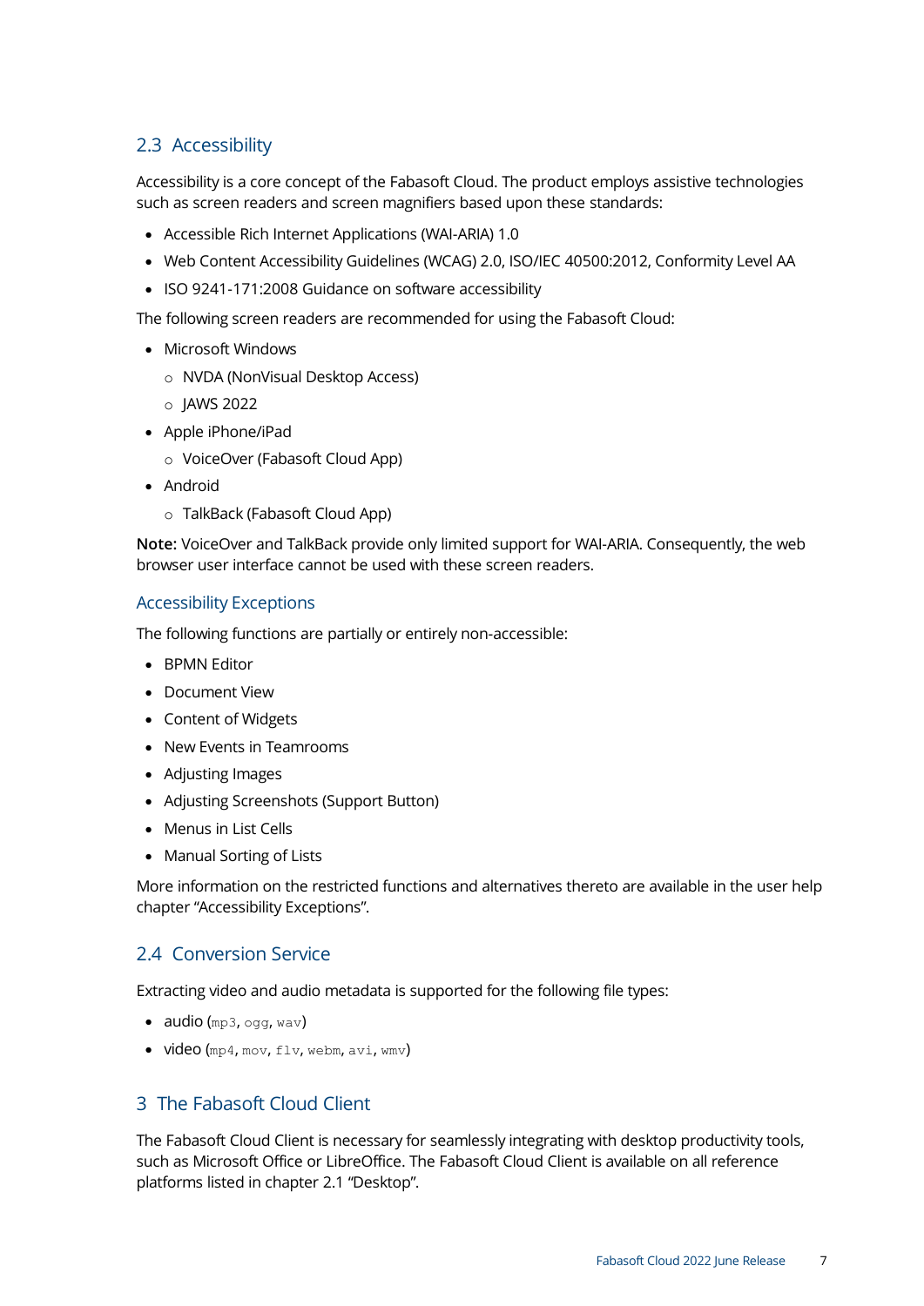## 2.3 Accessibility

Accessibility is a core concept of the Fabasoft Cloud. The product employs assistive technologies such as screen readers and screen magnifiers based upon these standards:

- Accessible Rich Internet Applications (WAI-ARIA) 1.0
- Web Content Accessibility Guidelines (WCAG) 2.0, ISO/IEC 40500:2012, Conformity Level AA
- ISO 9241-171:2008 Guidance on software accessibility

The following screen readers are recommended for using the Fabasoft Cloud:

- Microsoft Windows
  - NVDA (NonVisual Desktop Access)
  - JAWS 2022
- Apple iPhone/iPad
  - VoiceOver (Fabasoft Cloud App)
- Android
  - TalkBack (Fabasoft Cloud App)

**Note:** VoiceOver and TalkBack provide only limited support for WAI-ARIA. Consequently, the web browser user interface cannot be used with these screen readers.

### Accessibility Exceptions

The following functions are partially or entirely non-accessible:

- BPMN Editor
- Document View
- Content of Widgets
- New Events in Teamrooms
- Adjusting Images
- Adjusting Screenshots (Support Button)
- Menus in List Cells
- Manual Sorting of Lists

More information on the restricted functions and alternatives thereto are available in the user help chapter "Accessibility Exceptions".

## 2.4 Conversion Service

Extracting video and audio metadata is supported for the following file types:

- audio (`mp3`, `ogg`, `wav`)
- video (`mp4`, `mov`, `flv`, `webm`, `avi`, `wmv`)

# 3 The Fabasoft Cloud Client

The Fabasoft Cloud Client is necessary for seamlessly integrating with desktop productivity tools, such as Microsoft Office or LibreOffice. The Fabasoft Cloud Client is available on all reference platforms listed in chapter 2.1 "Desktop".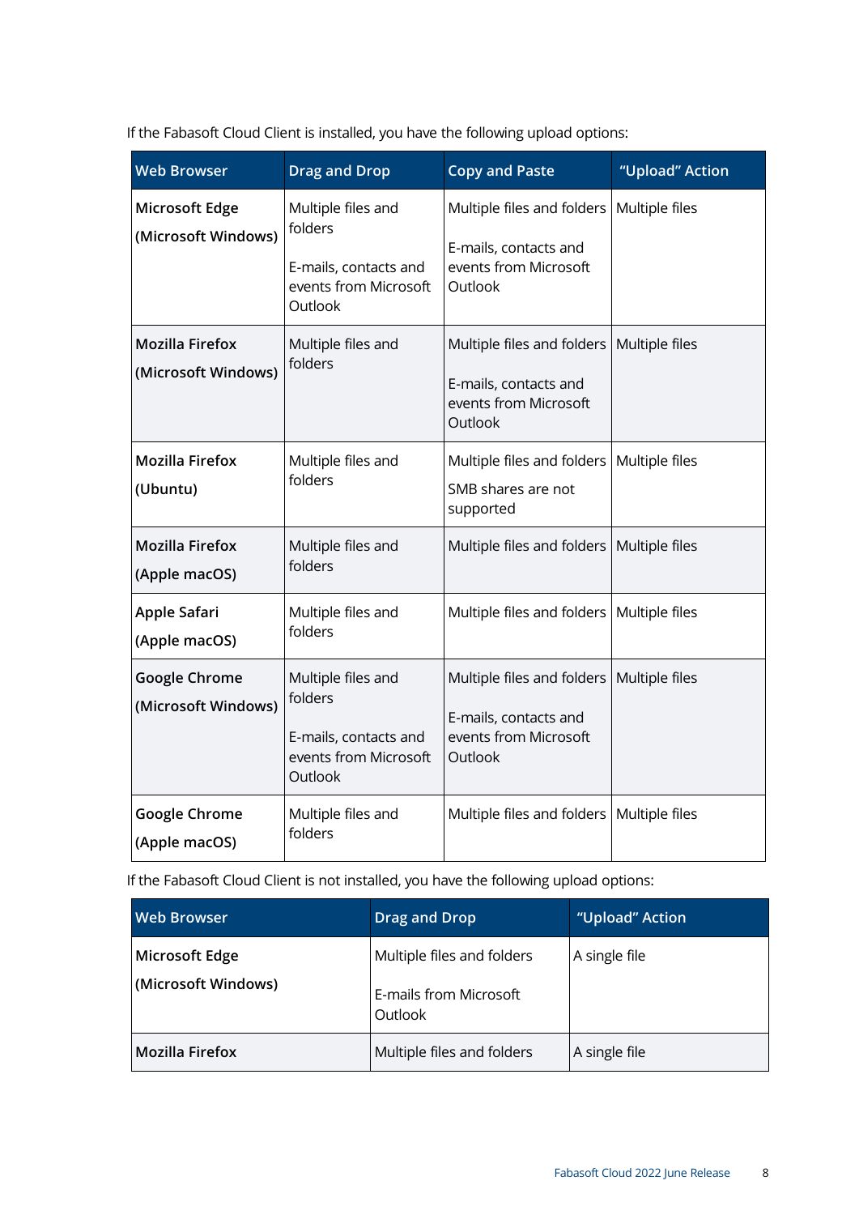If the Fabasoft Cloud Client is installed, you have the following upload options:

| Web Browser | Drag and Drop | Copy and Paste | "Upload" Action |
|---|---|---|---|
| **Microsoft Edge (Microsoft Windows)** | Multiple files and folders<br><br>E-mails, contacts and events from Microsoft Outlook | Multiple files and folders<br><br>E-mails, contacts and events from Microsoft Outlook | Multiple files |
| **Mozilla Firefox (Microsoft Windows)** | Multiple files and folders | Multiple files and folders<br><br>E-mails, contacts and events from Microsoft Outlook | Multiple files |
| **Mozilla Firefox (Ubuntu)** | Multiple files and folders | Multiple files and folders<br>SMB shares are not supported | Multiple files |
| **Mozilla Firefox (Apple macOS)** | Multiple files and folders | Multiple files and folders | Multiple files |
| **Apple Safari (Apple macOS)** | Multiple files and folders | Multiple files and folders | Multiple files |
| **Google Chrome (Microsoft Windows)** | Multiple files and folders<br><br>E-mails, contacts and events from Microsoft Outlook | Multiple files and folders<br><br>E-mails, contacts and events from Microsoft Outlook | Multiple files |
| **Google Chrome (Apple macOS)** | Multiple files and folders | Multiple files and folders | Multiple files |

If the Fabasoft Cloud Client is not installed, you have the following upload options:

| Web Browser | Drag and Drop | "Upload" Action |
|---|---|---|
| **Microsoft Edge (Microsoft Windows)** | Multiple files and folders<br><br>E-mails from Microsoft Outlook | A single file |
| **Mozilla Firefox** | Multiple files and folders | A single file |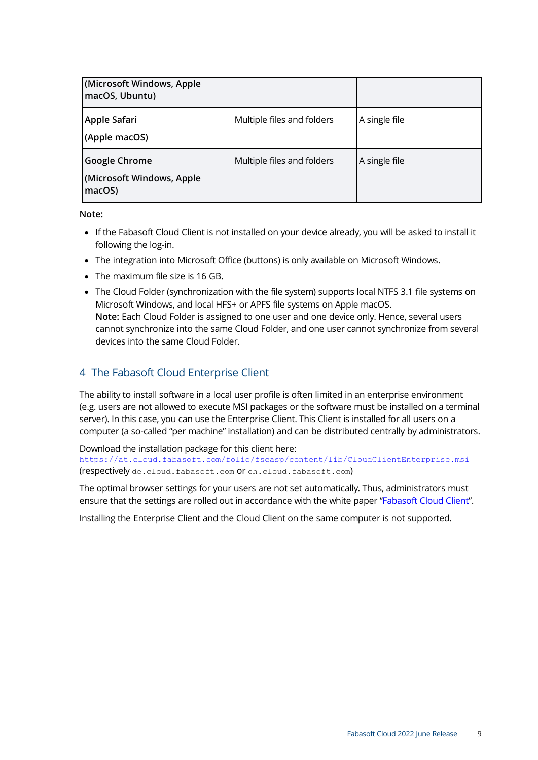| | | |
|---|---|---|
| **(Microsoft Windows, Apple macOS, Ubuntu)** | | |
| **Apple Safari** <br> **(Apple macOS)** | Multiple files and folders | A single file |
| **Google Chrome** <br> **(Microsoft Windows, Apple macOS)** | Multiple files and folders | A single file |

**Note:**

- If the Fabasoft Cloud Client is not installed on your device already, you will be asked to install it following the log-in.
- The integration into Microsoft Office (buttons) is only available on Microsoft Windows.
- The maximum file size is 16 GB.
- The Cloud Folder (synchronization with the file system) supports local NTFS 3.1 file systems on Microsoft Windows, and local HFS+ or APFS file systems on Apple macOS.
  **Note:** Each Cloud Folder is assigned to one user and one device only. Hence, several users cannot synchronize into the same Cloud Folder, and one user cannot synchronize from several devices into the same Cloud Folder.

## 4 The Fabasoft Cloud Enterprise Client

The ability to install software in a local user profile is often limited in an enterprise environment (e.g. users are not allowed to execute MSI packages or the software must be installed on a terminal server). In this case, you can use the Enterprise Client. This Client is installed for all users on a computer (a so-called "per machine" installation) and can be distributed centrally by administrators.

Download the installation package for this client here:
`https://at.cloud.fabasoft.com/folio/fscasp/content/lib/CloudClientEnterprise.msi`
(respectively `de.cloud.fabasoft.com` or `ch.cloud.fabasoft.com`)

The optimal browser settings for your users are not set automatically. Thus, administrators must ensure that the settings are rolled out in accordance with the white paper "Fabasoft Cloud Client".

Installing the Enterprise Client and the Cloud Client on the same computer is not supported.